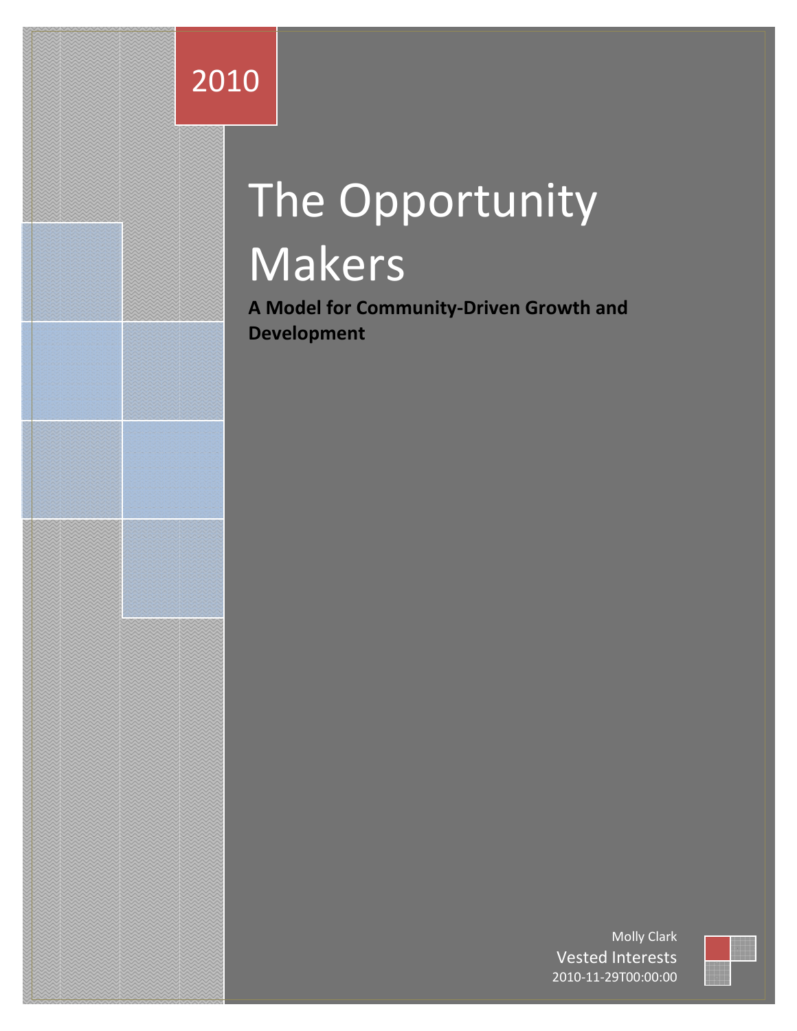2010

# The Opportunity Makers

**A Model for Community-Driven Growth and Development**

Molly Clark

Vested Interests

2010-11-29T00:00:00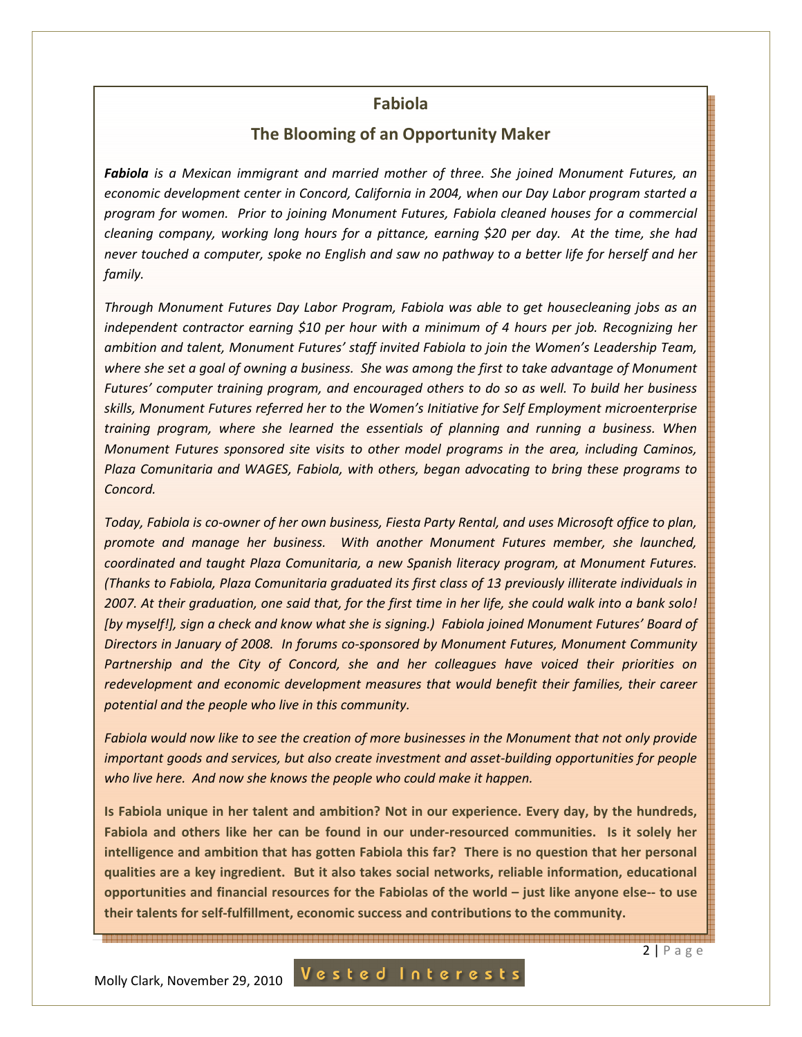## Fabiola

## The Blooming of an Opportunity Maker

***Fabiola*** *is a Mexican immigrant and married mother of three. She joined Monument Futures, an economic development center in Concord, California in 2004, when our Day Labor program started a program for women. Prior to joining Monument Futures, Fabiola cleaned houses for a commercial cleaning company, working long hours for a pittance, earning $20 per day. At the time, she had never touched a computer, spoke no English and saw no pathway to a better life for herself and her family.*

*Through Monument Futures Day Labor Program, Fabiola was able to get housecleaning jobs as an independent contractor earning $10 per hour with a minimum of 4 hours per job. Recognizing her ambition and talent, Monument Futures' staff invited Fabiola to join the Women's Leadership Team, where she set a goal of owning a business. She was among the first to take advantage of Monument Futures' computer training program, and encouraged others to do so as well. To build her business skills, Monument Futures referred her to the Women's Initiative for Self Employment microenterprise training program, where she learned the essentials of planning and running a business. When Monument Futures sponsored site visits to other model programs in the area, including Caminos, Plaza Comunitaria and WAGES, Fabiola, with others, began advocating to bring these programs to Concord.*

*Today, Fabiola is co-owner of her own business, Fiesta Party Rental, and uses Microsoft office to plan, promote and manage her business. With another Monument Futures member, she launched, coordinated and taught Plaza Comunitaria, a new Spanish literacy program, at Monument Futures. (Thanks to Fabiola, Plaza Comunitaria graduated its first class of 13 previously illiterate individuals in 2007. At their graduation, one said that, for the first time in her life, she could walk into a bank solo! [by myself!], sign a check and know what she is signing.) Fabiola joined Monument Futures' Board of Directors in January of 2008. In forums co-sponsored by Monument Futures, Monument Community Partnership and the City of Concord, she and her colleagues have voiced their priorities on redevelopment and economic development measures that would benefit their families, their career potential and the people who live in this community.*

*Fabiola would now like to see the creation of more businesses in the Monument that not only provide important goods and services, but also create investment and asset-building opportunities for people who live here. And now she knows the people who could make it happen.*

**Is Fabiola unique in her talent and ambition? Not in our experience. Every day, by the hundreds, Fabiola and others like her can be found in our under-resourced communities. Is it solely her intelligence and ambition that has gotten Fabiola this far? There is no question that her personal qualities are a key ingredient. But it also takes social networks, reliable information, educational opportunities and financial resources for the Fabiolas of the world – just like anyone else-- to use their talents for self-fulfillment, economic success and contributions to the community.**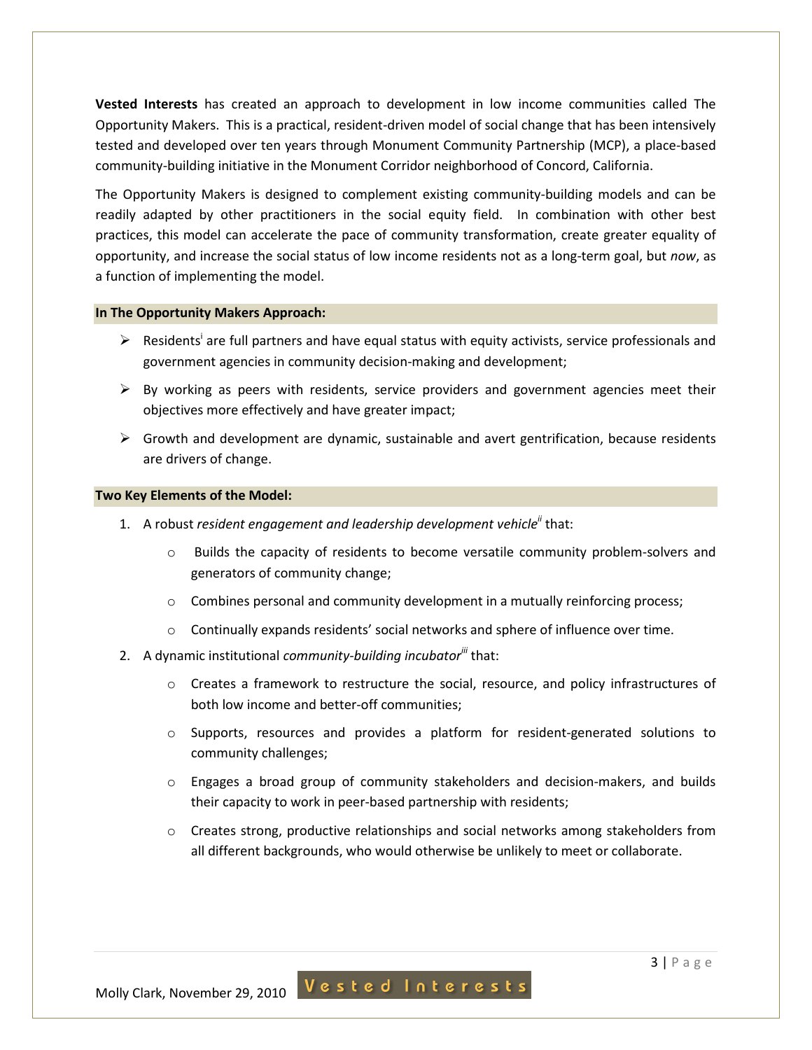**Vested Interests** has created an approach to development in low income communities called The Opportunity Makers. This is a practical, resident-driven model of social change that has been intensively tested and developed over ten years through Monument Community Partnership (MCP), a place-based community-building initiative in the Monument Corridor neighborhood of Concord, California.

The Opportunity Makers is designed to complement existing community-building models and can be readily adapted by other practitioners in the social equity field. In combination with other best practices, this model can accelerate the pace of community transformation, create greater equality of opportunity, and increase the social status of low income residents not as a long-term goal, but *now*, as a function of implementing the model.

### In The Opportunity Makers Approach:

- Residents[i] are full partners and have equal status with equity activists, service professionals and government agencies in community decision-making and development;
- By working as peers with residents, service providers and government agencies meet their objectives more effectively and have greater impact;
- Growth and development are dynamic, sustainable and avert gentrification, because residents are drivers of change.

### Two Key Elements of the Model:

1. A robust *resident engagement and leadership development vehicle*[ii] that:
   - Builds the capacity of residents to become versatile community problem-solvers and generators of community change;
   - Combines personal and community development in a mutually reinforcing process;
   - Continually expands residents' social networks and sphere of influence over time.
2. A dynamic institutional *community-building incubator*[iii] that:
   - Creates a framework to restructure the social, resource, and policy infrastructures of both low income and better-off communities;
   - Supports, resources and provides a platform for resident-generated solutions to community challenges;
   - Engages a broad group of community stakeholders and decision-makers, and builds their capacity to work in peer-based partnership with residents;
   - Creates strong, productive relationships and social networks among stakeholders from all different backgrounds, who would otherwise be unlikely to meet or collaborate.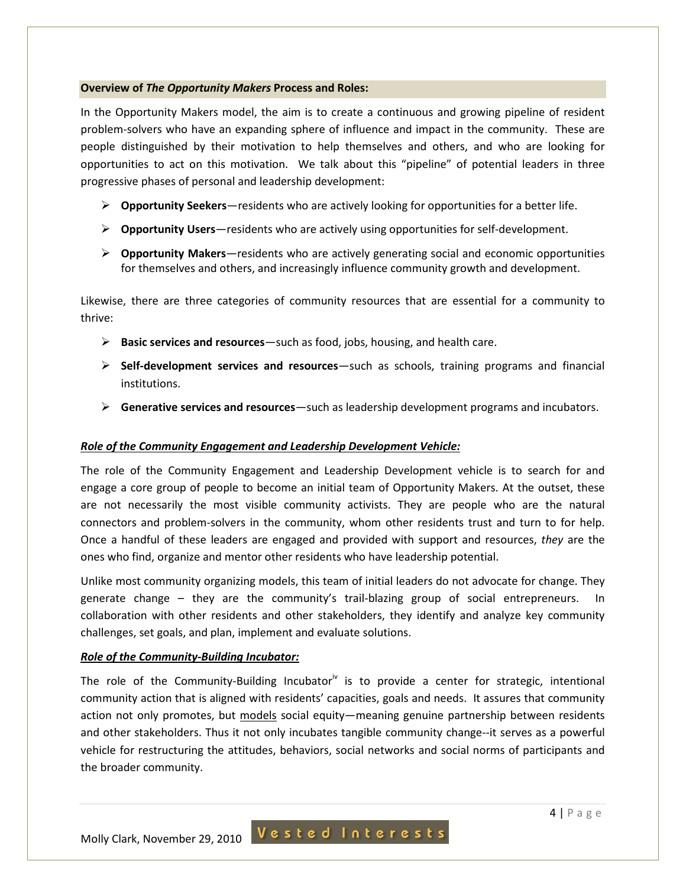## **Overview of *The Opportunity Makers* Process and Roles:**

In the Opportunity Makers model, the aim is to create a continuous and growing pipeline of resident problem-solvers who have an expanding sphere of influence and impact in the community. These are people distinguished by their motivation to help themselves and others, and who are looking for opportunities to act on this motivation. We talk about this "pipeline" of potential leaders in three progressive phases of personal and leadership development:

- **Opportunity Seekers**—residents who are actively looking for opportunities for a better life.
- **Opportunity Users**—residents who are actively using opportunities for self-development.
- **Opportunity Makers**—residents who are actively generating social and economic opportunities for themselves and others, and increasingly influence community growth and development.

Likewise, there are three categories of community resources that are essential for a community to thrive:

- **Basic services and resources**—such as food, jobs, housing, and health care.
- **Self-development services and resources**—such as schools, training programs and financial institutions.
- **Generative services and resources**—such as leadership development programs and incubators.

### ***Role of the Community Engagement and Leadership Development Vehicle:***

The role of the Community Engagement and Leadership Development vehicle is to search for and engage a core group of people to become an initial team of Opportunity Makers. At the outset, these are not necessarily the most visible community activists. They are people who are the natural connectors and problem-solvers in the community, whom other residents trust and turn to for help. Once a handful of these leaders are engaged and provided with support and resources, *they* are the ones who find, organize and mentor other residents who have leadership potential.

Unlike most community organizing models, this team of initial leaders do not advocate for change. They generate change – they are the community's trail-blazing group of social entrepreneurs. In collaboration with other residents and other stakeholders, they identify and analyze key community challenges, set goals, and plan, implement and evaluate solutions.

### ***Role of the Community-Building Incubator:***

The role of the Community-Building Incubator[iv] is to provide a center for strategic, intentional community action that is aligned with residents' capacities, goals and needs. It assures that community action not only promotes, but models social equity—meaning genuine partnership between residents and other stakeholders. Thus it not only incubates tangible community change--it serves as a powerful vehicle for restructuring the attitudes, behaviors, social networks and social norms of participants and the broader community.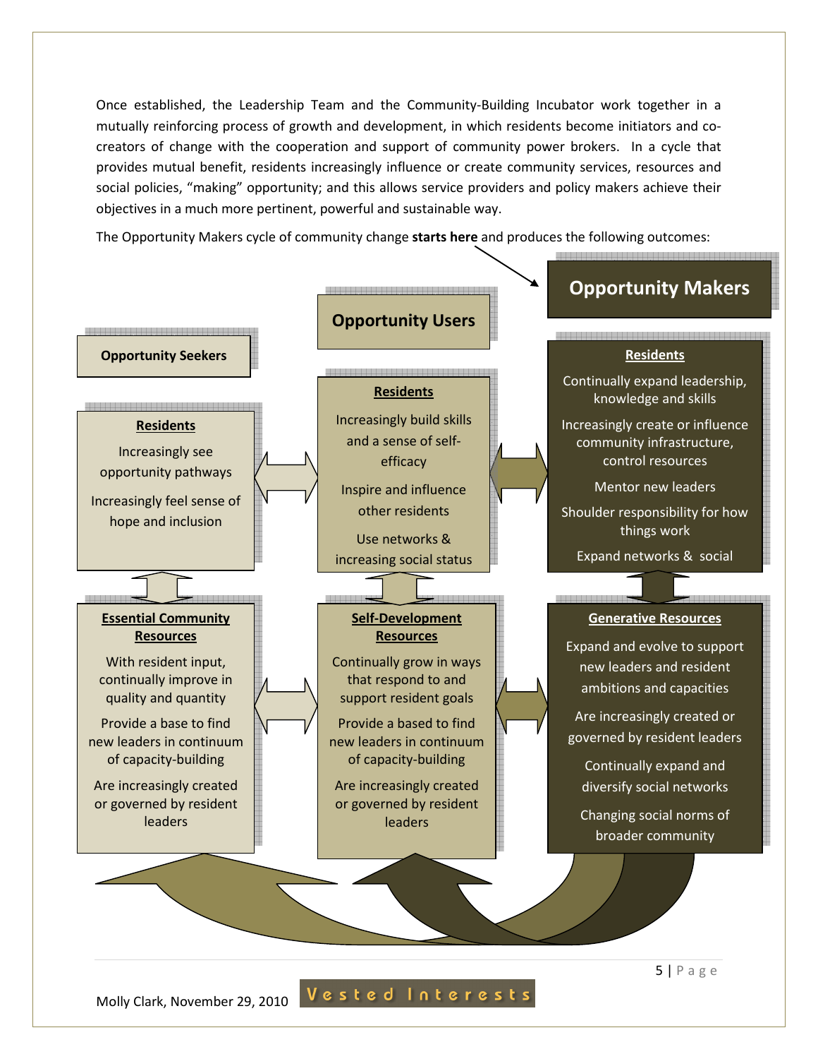Once established, the Leadership Team and the Community-Building Incubator work together in a mutually reinforcing process of growth and development, in which residents become initiators and co-creators of change with the cooperation and support of community power brokers. In a cycle that provides mutual benefit, residents increasingly influence or create community services, resources and social policies, "making" opportunity; and this allows service providers and policy makers achieve their objectives in a much more pertinent, powerful and sustainable way.

The Opportunity Makers cycle of community change **starts here** and produces the following outcomes:

**Opportunity Seekers**

**Residents**

Increasingly see opportunity pathways

Increasingly feel sense of hope and inclusion

**Essential Community Resources**

With resident input, continually improve in quality and quantity

Provide a base to find new leaders in continuum of capacity-building

Are increasingly created or governed by resident leaders

**Opportunity Users**

**Residents**

Increasingly build skills and a sense of self-efficacy

Inspire and influence other residents

Use networks & increasing social status

**Self-Development Resources**

Continually grow in ways that respond to and support resident goals

Provide a based to find new leaders in continuum of capacity-building

Are increasingly created or governed by resident leaders

**Opportunity Makers**

**Residents**

Continually expand leadership, knowledge and skills

Increasingly create or influence community infrastructure, control resources

Mentor new leaders

Shoulder responsibility for how things work

Expand networks & social

**Generative Resources**

Expand and evolve to support new leaders and resident ambitions and capacities

Are increasingly created or governed by resident leaders

Continually expand and diversify social networks

Changing social norms of broader community

Molly Clark, November 29, 2010 Vested Interests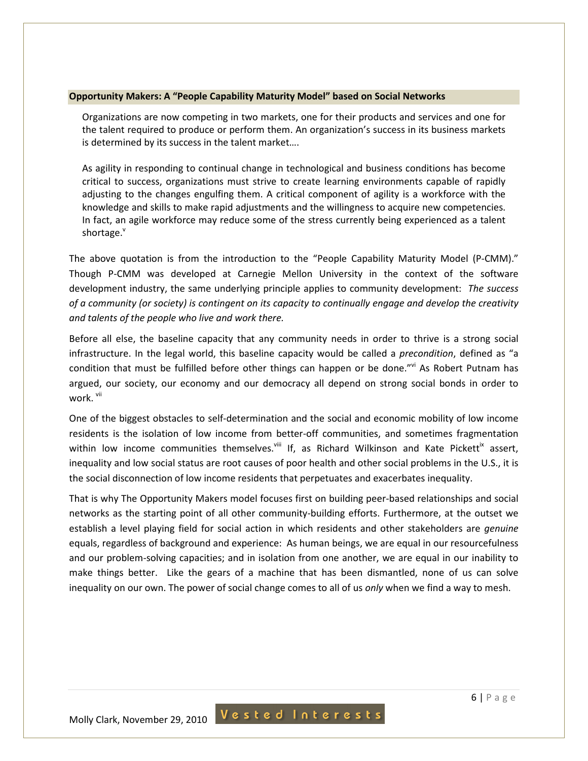## Opportunity Makers: A "People Capability Maturity Model" based on Social Networks

> Organizations are now competing in two markets, one for their products and services and one for the talent required to produce or perform them. An organization's success in its business markets is determined by its success in the talent market….
>
> As agility in responding to continual change in technological and business conditions has become critical to success, organizations must strive to create learning environments capable of rapidly adjusting to the changes engulfing them. A critical component of agility is a workforce with the knowledge and skills to make rapid adjustments and the willingness to acquire new competencies. In fact, an agile workforce may reduce some of the stress currently being experienced as a talent shortage.[v]

The above quotation is from the introduction to the "People Capability Maturity Model (P-CMM)." Though P-CMM was developed at Carnegie Mellon University in the context of the software development industry, the same underlying principle applies to community development: *The success of a community (or society) is contingent on its capacity to continually engage and develop the creativity and talents of the people who live and work there.*

Before all else, the baseline capacity that any community needs in order to thrive is a strong social infrastructure. In the legal world, this baseline capacity would be called a *precondition*, defined as "a condition that must be fulfilled before other things can happen or be done."[vi] As Robert Putnam has argued, our society, our economy and our democracy all depend on strong social bonds in order to work.[vii]

One of the biggest obstacles to self-determination and the social and economic mobility of low income residents is the isolation of low income from better-off communities, and sometimes fragmentation within low income communities themselves.[viii] If, as Richard Wilkinson and Kate Pickett[ix] assert, inequality and low social status are root causes of poor health and other social problems in the U.S., it is the social disconnection of low income residents that perpetuates and exacerbates inequality.

That is why The Opportunity Makers model focuses first on building peer-based relationships and social networks as the starting point of all other community-building efforts. Furthermore, at the outset we establish a level playing field for social action in which residents and other stakeholders are *genuine* equals, regardless of background and experience: As human beings, we are equal in our resourcefulness and our problem-solving capacities; and in isolation from one another, we are equal in our inability to make things better. Like the gears of a machine that has been dismantled, none of us can solve inequality on our own. The power of social change comes to all of us *only* when we find a way to mesh.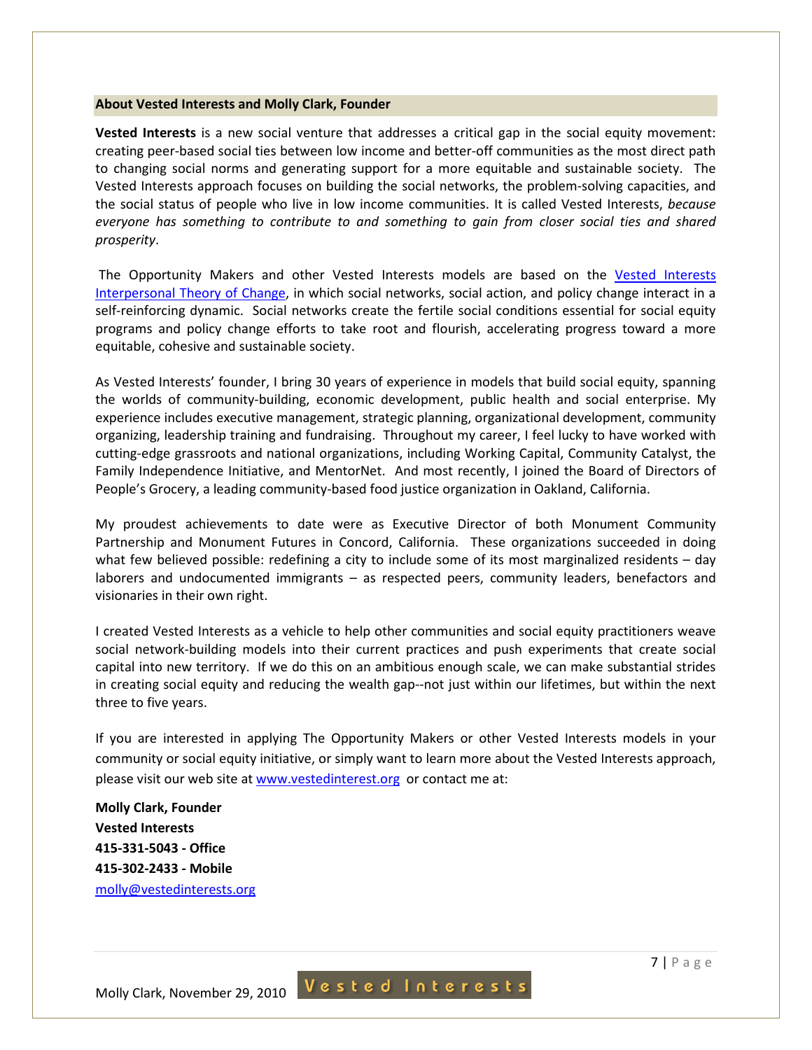## About Vested Interests and Molly Clark, Founder

**Vested Interests** is a new social venture that addresses a critical gap in the social equity movement: creating peer-based social ties between low income and better-off communities as the most direct path to changing social norms and generating support for a more equitable and sustainable society. The Vested Interests approach focuses on building the social networks, the problem-solving capacities, and the social status of people who live in low income communities. It is called Vested Interests, *because everyone has something to contribute to and something to gain from closer social ties and shared prosperity*.

The Opportunity Makers and other Vested Interests models are based on the [Vested Interests Interpersonal Theory of Change](), in which social networks, social action, and policy change interact in a self-reinforcing dynamic. Social networks create the fertile social conditions essential for social equity programs and policy change efforts to take root and flourish, accelerating progress toward a more equitable, cohesive and sustainable society.

As Vested Interests' founder, I bring 30 years of experience in models that build social equity, spanning the worlds of community-building, economic development, public health and social enterprise. My experience includes executive management, strategic planning, organizational development, community organizing, leadership training and fundraising. Throughout my career, I feel lucky to have worked with cutting-edge grassroots and national organizations, including Working Capital, Community Catalyst, the Family Independence Initiative, and MentorNet. And most recently, I joined the Board of Directors of People's Grocery, a leading community-based food justice organization in Oakland, California.

My proudest achievements to date were as Executive Director of both Monument Community Partnership and Monument Futures in Concord, California. These organizations succeeded in doing what few believed possible: redefining a city to include some of its most marginalized residents – day laborers and undocumented immigrants – as respected peers, community leaders, benefactors and visionaries in their own right.

I created Vested Interests as a vehicle to help other communities and social equity practitioners weave social network-building models into their current practices and push experiments that create social capital into new territory. If we do this on an ambitious enough scale, we can make substantial strides in creating social equity and reducing the wealth gap--not just within our lifetimes, but within the next three to five years.

If you are interested in applying The Opportunity Makers or other Vested Interests models in your community or social equity initiative, or simply want to learn more about the Vested Interests approach, please visit our web site at [www.vestedinterest.org](www.vestedinterest.org) or contact me at:

**Molly Clark, Founder**
**Vested Interests**
**415-331-5043 - Office**
**415-302-2433 - Mobile**
[molly@vestedinterests.org](mailto:molly@vestedinterests.org)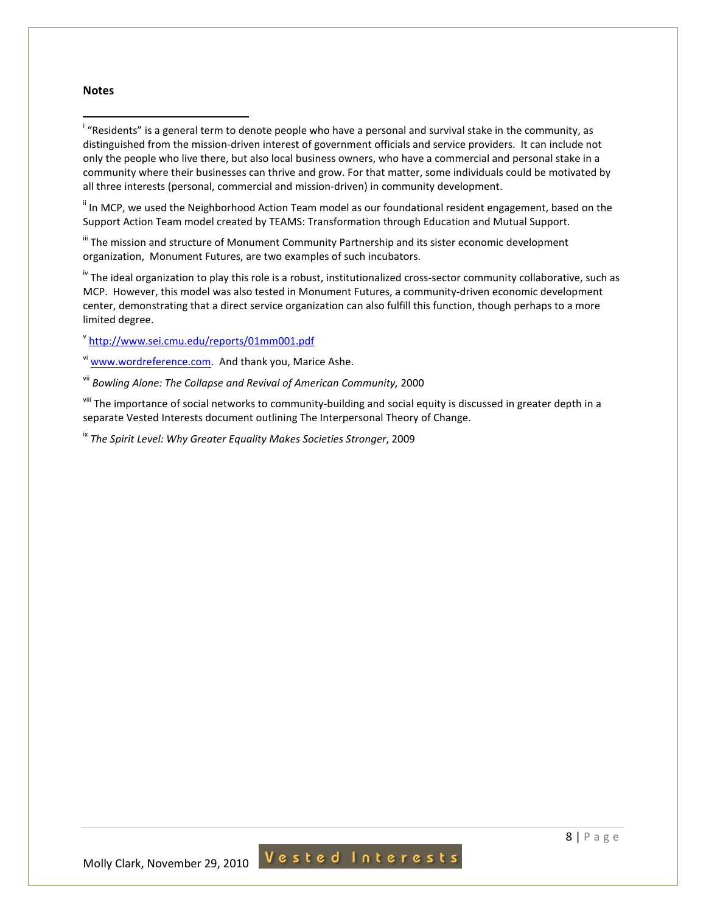**Notes**

[i] "Residents" is a general term to denote people who have a personal and survival stake in the community, as distinguished from the mission-driven interest of government officials and service providers. It can include not only the people who live there, but also local business owners, who have a commercial and personal stake in a community where their businesses can thrive and grow. For that matter, some individuals could be motivated by all three interests (personal, commercial and mission-driven) in community development.

[ii] In MCP, we used the Neighborhood Action Team model as our foundational resident engagement, based on the Support Action Team model created by TEAMS: Transformation through Education and Mutual Support.

[iii] The mission and structure of Monument Community Partnership and its sister economic development organization, Monument Futures, are two examples of such incubators.

[iv] The ideal organization to play this role is a robust, institutionalized cross-sector community collaborative, such as MCP. However, this model was also tested in Monument Futures, a community-driven economic development center, demonstrating that a direct service organization can also fulfill this function, though perhaps to a more limited degree.

[v] http://www.sei.cmu.edu/reports/01mm001.pdf

[vi] www.wordreference.com. And thank you, Marice Ashe.

[vii] *Bowling Alone: The Collapse and Revival of American Community,* 2000

[viii] The importance of social networks to community-building and social equity is discussed in greater depth in a separate Vested Interests document outlining The Interpersonal Theory of Change.

[ix] *The Spirit Level: Why Greater Equality Makes Societies Stronger*, 2009